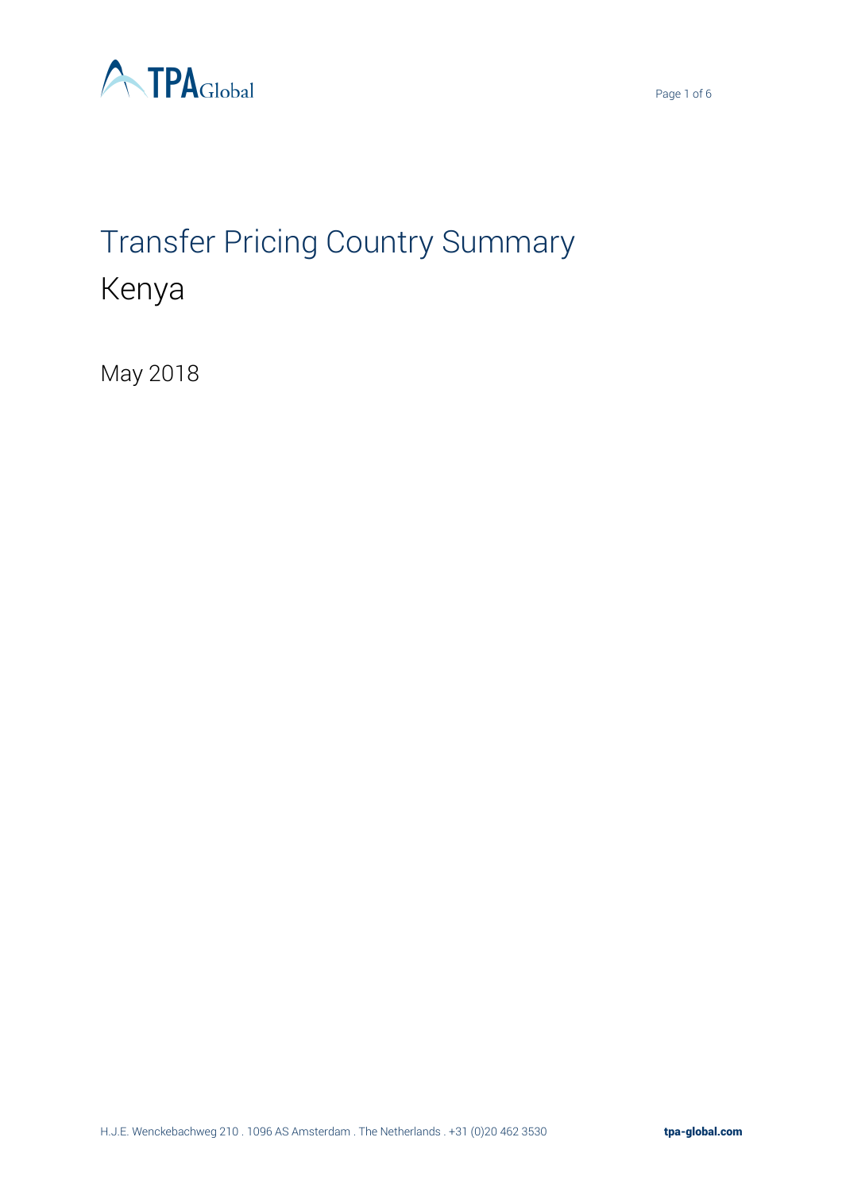# Transfer Pricing Country Summary

## Kenya

May 2018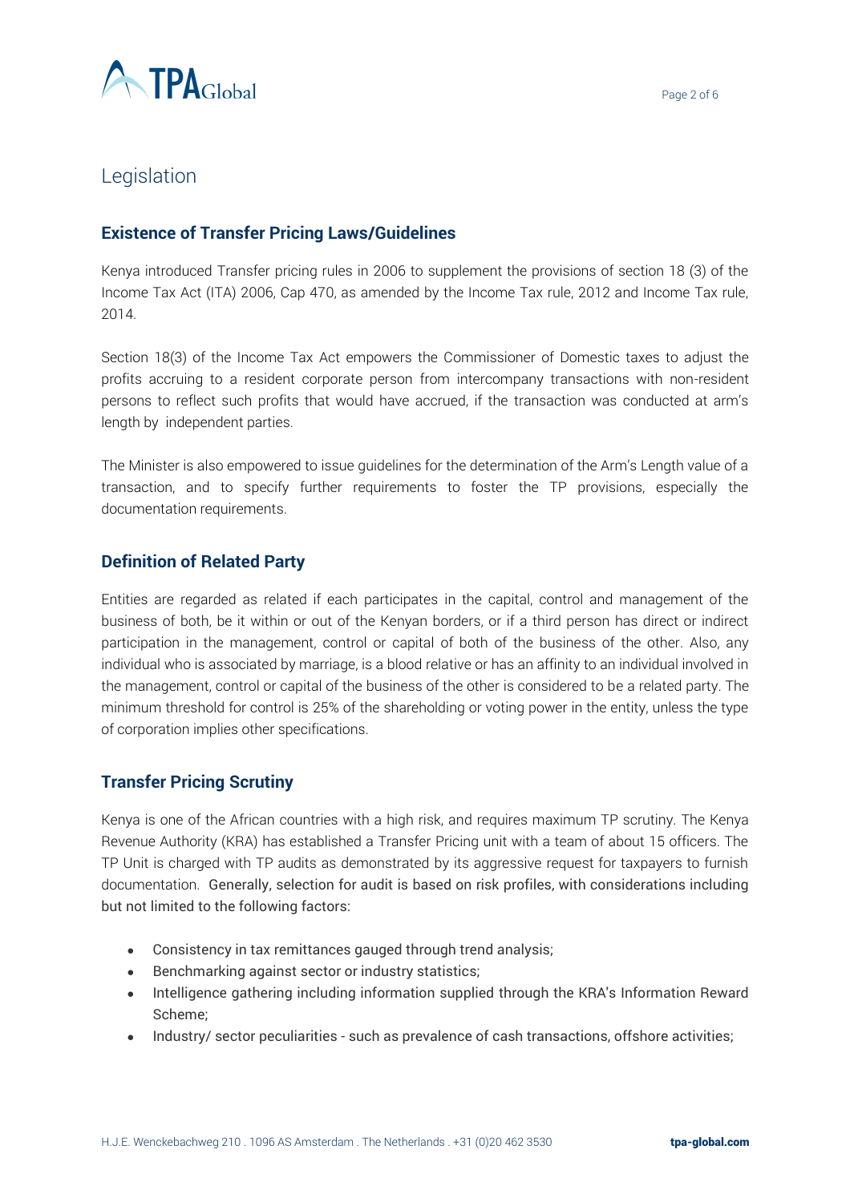# Legislation

## Existence of Transfer Pricing Laws/Guidelines

Kenya introduced Transfer pricing rules in 2006 to supplement the provisions of section 18 (3) of the Income Tax Act (ITA) 2006, Cap 470, as amended by the Income Tax rule, 2012 and Income Tax rule, 2014.

Section 18(3) of the Income Tax Act empowers the Commissioner of Domestic taxes to adjust the profits accruing to a resident corporate person from intercompany transactions with non-resident persons to reflect such profits that would have accrued, if the transaction was conducted at arm's length by independent parties.

The Minister is also empowered to issue guidelines for the determination of the Arm's Length value of a transaction, and to specify further requirements to foster the TP provisions, especially the documentation requirements.

## Definition of Related Party

Entities are regarded as related if each participates in the capital, control and management of the business of both, be it within or out of the Kenyan borders, or if a third person has direct or indirect participation in the management, control or capital of both of the business of the other. Also, any individual who is associated by marriage, is a blood relative or has an affinity to an individual involved in the management, control or capital of the business of the other is considered to be a related party. The minimum threshold for control is 25% of the shareholding or voting power in the entity, unless the type of corporation implies other specifications.

## Transfer Pricing Scrutiny

Kenya is one of the African countries with a high risk, and requires maximum TP scrutiny. The Kenya Revenue Authority (KRA) has established a Transfer Pricing unit with a team of about 15 officers. The TP Unit is charged with TP audits as demonstrated by its aggressive request for taxpayers to furnish documentation. Generally, selection for audit is based on risk profiles, with considerations including but not limited to the following factors:

- Consistency in tax remittances gauged through trend analysis;
- Benchmarking against sector or industry statistics;
- Intelligence gathering including information supplied through the KRA's Information Reward Scheme;
- Industry/ sector peculiarities - such as prevalence of cash transactions, offshore activities;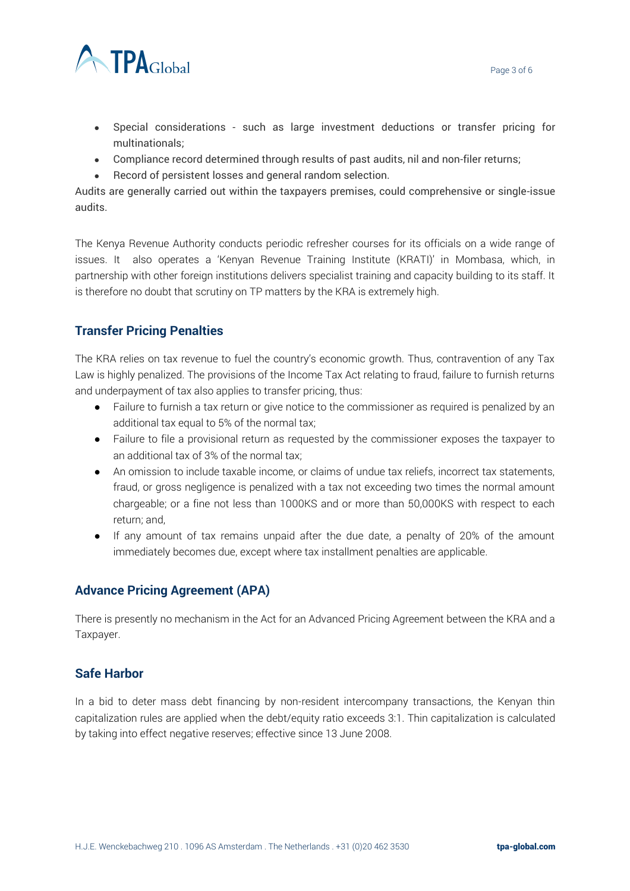- Special considerations - such as large investment deductions or transfer pricing for multinationals;
- Compliance record determined through results of past audits, nil and non-filer returns;
- Record of persistent losses and general random selection.

Audits are generally carried out within the taxpayers premises, could comprehensive or single-issue audits.

The Kenya Revenue Authority conducts periodic refresher courses for its officials on a wide range of issues. It also operates a 'Kenyan Revenue Training Institute (KRATI)' in Mombasa, which, in partnership with other foreign institutions delivers specialist training and capacity building to its staff. It is therefore no doubt that scrutiny on TP matters by the KRA is extremely high.

## Transfer Pricing Penalties

The KRA relies on tax revenue to fuel the country's economic growth. Thus, contravention of any Tax Law is highly penalized. The provisions of the Income Tax Act relating to fraud, failure to furnish returns and underpayment of tax also applies to transfer pricing, thus:

- Failure to furnish a tax return or give notice to the commissioner as required is penalized by an additional tax equal to 5% of the normal tax;
- Failure to file a provisional return as requested by the commissioner exposes the taxpayer to an additional tax of 3% of the normal tax;
- An omission to include taxable income, or claims of undue tax reliefs, incorrect tax statements, fraud, or gross negligence is penalized with a tax not exceeding two times the normal amount chargeable; or a fine not less than 1000KS and or more than 50,000KS with respect to each return; and,
- If any amount of tax remains unpaid after the due date, a penalty of 20% of the amount immediately becomes due, except where tax installment penalties are applicable.

## Advance Pricing Agreement (APA)

There is presently no mechanism in the Act for an Advanced Pricing Agreement between the KRA and a Taxpayer.

## Safe Harbor

In a bid to deter mass debt financing by non-resident intercompany transactions, the Kenyan thin capitalization rules are applied when the debt/equity ratio exceeds 3:1. Thin capitalization is calculated by taking into effect negative reserves; effective since 13 June 2008.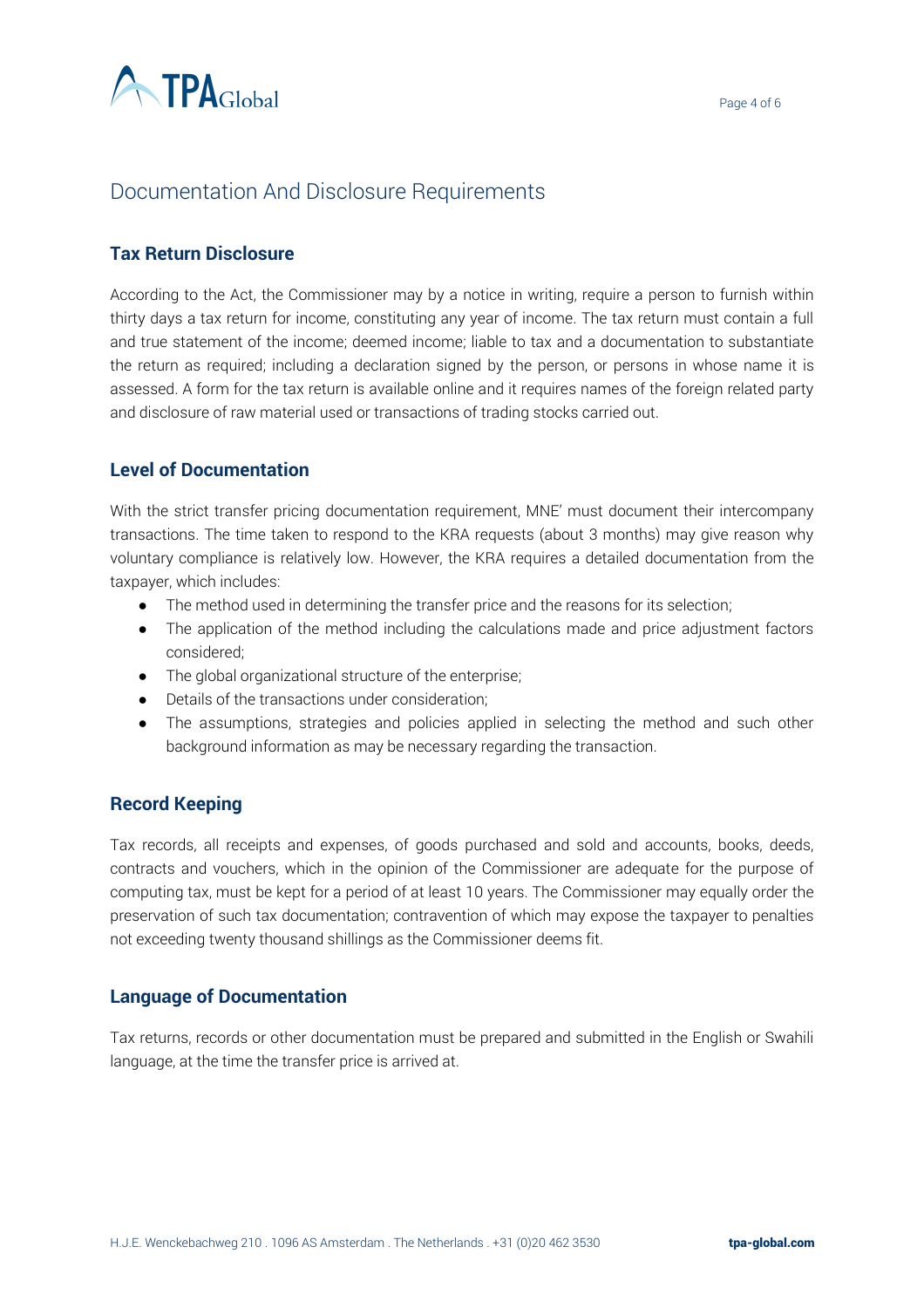# Documentation And Disclosure Requirements

## Tax Return Disclosure

According to the Act, the Commissioner may by a notice in writing, require a person to furnish within thirty days a tax return for income, constituting any year of income. The tax return must contain a full and true statement of the income; deemed income; liable to tax and a documentation to substantiate the return as required; including a declaration signed by the person, or persons in whose name it is assessed. A form for the tax return is available online and it requires names of the foreign related party and disclosure of raw material used or transactions of trading stocks carried out.

## Level of Documentation

With the strict transfer pricing documentation requirement, MNE' must document their intercompany transactions. The time taken to respond to the KRA requests (about 3 months) may give reason why voluntary compliance is relatively low. However, the KRA requires a detailed documentation from the taxpayer, which includes:

- The method used in determining the transfer price and the reasons for its selection;
- The application of the method including the calculations made and price adjustment factors considered;
- The global organizational structure of the enterprise;
- Details of the transactions under consideration;
- The assumptions, strategies and policies applied in selecting the method and such other background information as may be necessary regarding the transaction.

## Record Keeping

Tax records, all receipts and expenses, of goods purchased and sold and accounts, books, deeds, contracts and vouchers, which in the opinion of the Commissioner are adequate for the purpose of computing tax, must be kept for a period of at least 10 years. The Commissioner may equally order the preservation of such tax documentation; contravention of which may expose the taxpayer to penalties not exceeding twenty thousand shillings as the Commissioner deems fit.

## Language of Documentation

Tax returns, records or other documentation must be prepared and submitted in the English or Swahili language, at the time the transfer price is arrived at.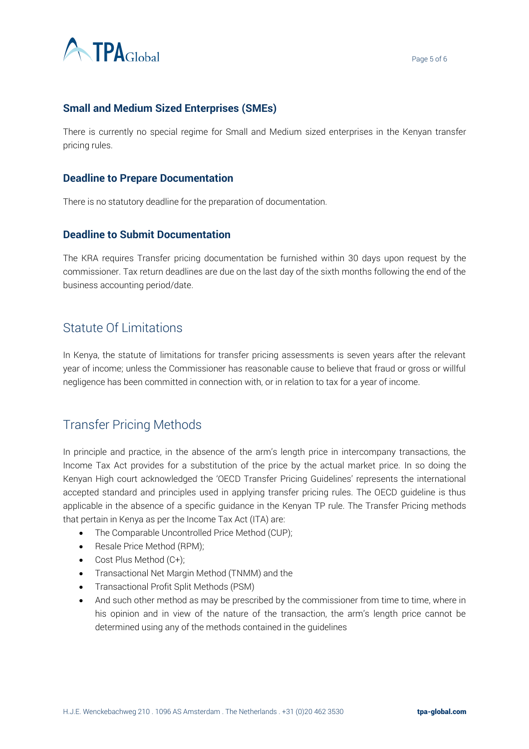### Small and Medium Sized Enterprises (SMEs)

There is currently no special regime for Small and Medium sized enterprises in the Kenyan transfer pricing rules.

### Deadline to Prepare Documentation

There is no statutory deadline for the preparation of documentation.

### Deadline to Submit Documentation

The KRA requires Transfer pricing documentation be furnished within 30 days upon request by the commissioner. Tax return deadlines are due on the last day of the sixth months following the end of the business accounting period/date.

## Statute Of Limitations

In Kenya, the statute of limitations for transfer pricing assessments is seven years after the relevant year of income; unless the Commissioner has reasonable cause to believe that fraud or gross or willful negligence has been committed in connection with, or in relation to tax for a year of income.

## Transfer Pricing Methods

In principle and practice, in the absence of the arm's length price in intercompany transactions, the Income Tax Act provides for a substitution of the price by the actual market price. In so doing the Kenyan High court acknowledged the 'OECD Transfer Pricing Guidelines' represents the international accepted standard and principles used in applying transfer pricing rules. The OECD guideline is thus applicable in the absence of a specific guidance in the Kenyan TP rule. The Transfer Pricing methods that pertain in Kenya as per the Income Tax Act (ITA) are:

- The Comparable Uncontrolled Price Method (CUP);
- Resale Price Method (RPM);
- Cost Plus Method (C+);
- Transactional Net Margin Method (TNMM) and the
- Transactional Profit Split Methods (PSM)
- And such other method as may be prescribed by the commissioner from time to time, where in his opinion and in view of the nature of the transaction, the arm's length price cannot be determined using any of the methods contained in the guidelines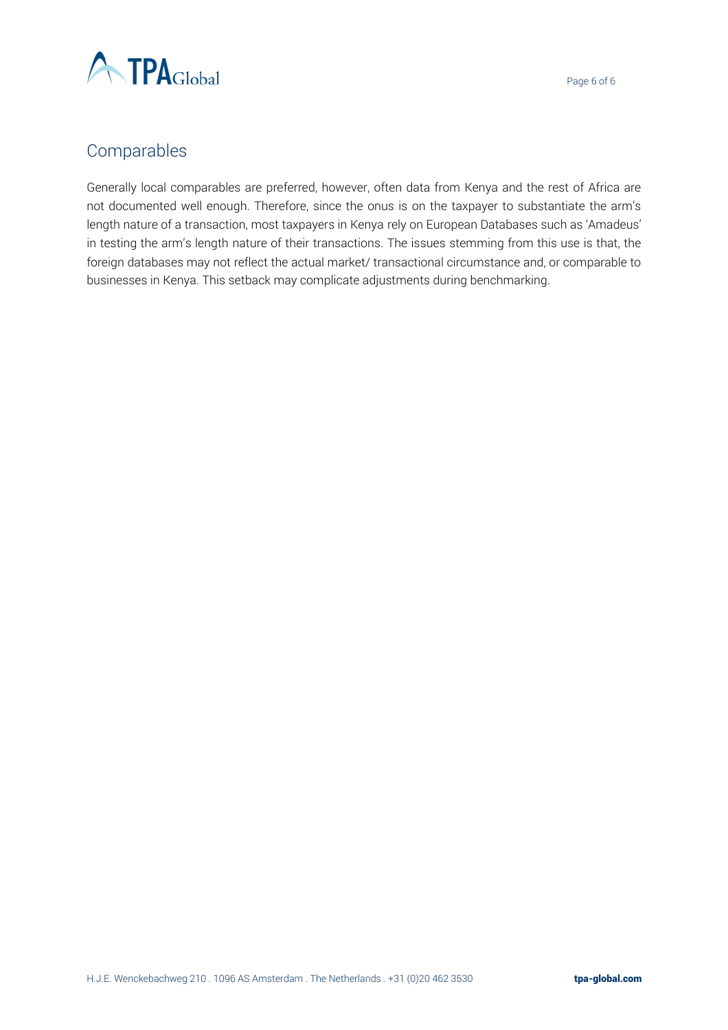## Comparables

Generally local comparables are preferred, however, often data from Kenya and the rest of Africa are not documented well enough. Therefore, since the onus is on the taxpayer to substantiate the arm's length nature of a transaction, most taxpayers in Kenya rely on European Databases such as 'Amadeus' in testing the arm's length nature of their transactions. The issues stemming from this use is that, the foreign databases may not reflect the actual market/ transactional circumstance and, or comparable to businesses in Kenya. This setback may complicate adjustments during benchmarking.